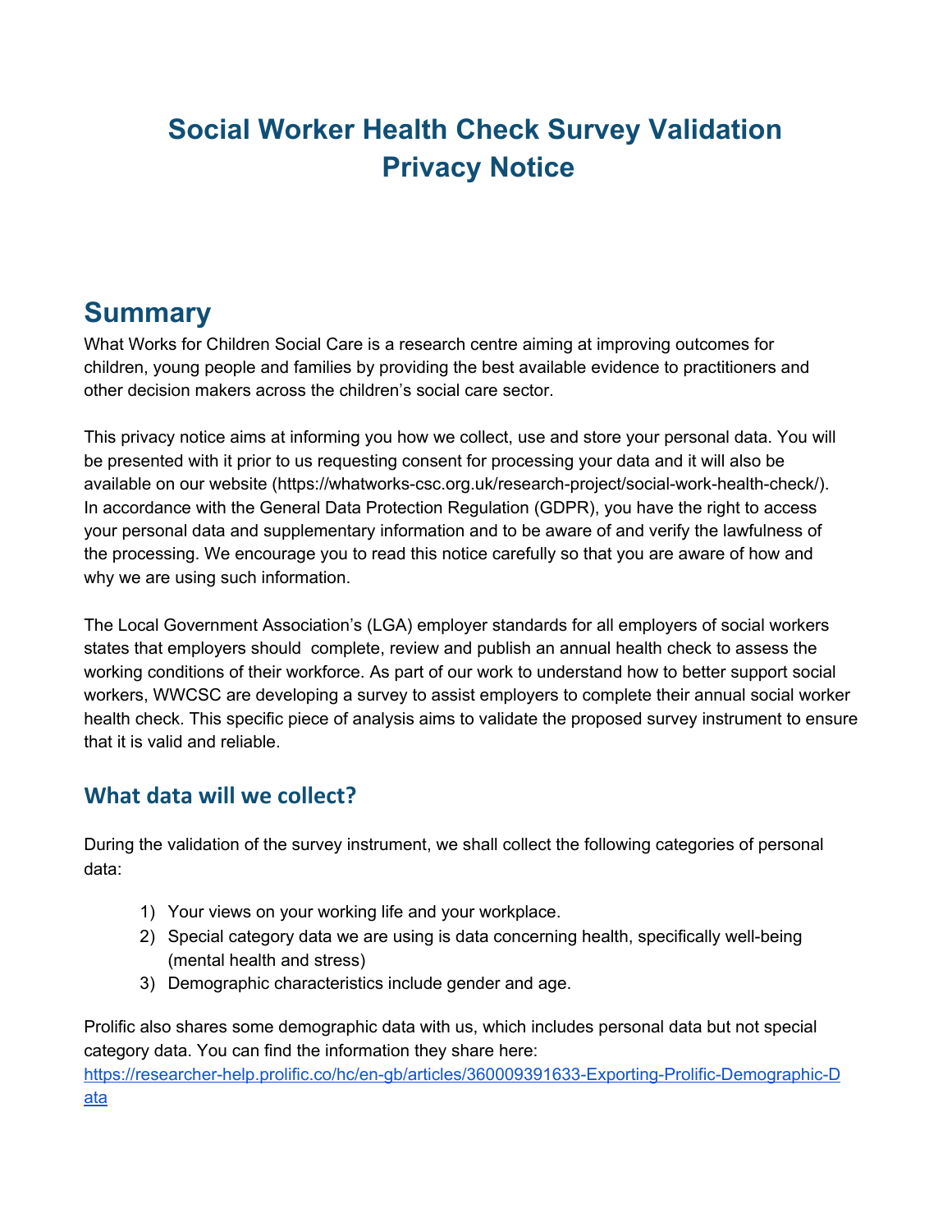# Social Worker Health Check Survey Validation Privacy Notice

## Summary

What Works for Children Social Care is a research centre aiming at improving outcomes for children, young people and families by providing the best available evidence to practitioners and other decision makers across the children's social care sector.

This privacy notice aims at informing you how we collect, use and store your personal data. You will be presented with it prior to us requesting consent for processing your data and it will also be available on our website (https://whatworks-csc.org.uk/research-project/social-work-health-check/). In accordance with the General Data Protection Regulation (GDPR), you have the right to access your personal data and supplementary information and to be aware of and verify the lawfulness of the processing. We encourage you to read this notice carefully so that you are aware of how and why we are using such information.

The Local Government Association's (LGA) employer standards for all employers of social workers states that employers should complete, review and publish an annual health check to assess the working conditions of their workforce. As part of our work to understand how to better support social workers, WWCSC are developing a survey to assist employers to complete their annual social worker health check. This specific piece of analysis aims to validate the proposed survey instrument to ensure that it is valid and reliable.

### What data will we collect?

During the validation of the survey instrument, we shall collect the following categories of personal data:

1) Your views on your working life and your workplace.
2) Special category data we are using is data concerning health, specifically well-being (mental health and stress)
3) Demographic characteristics include gender and age.

Prolific also shares some demographic data with us, which includes personal data but not special category data. You can find the information they share here: [https://researcher-help.prolific.co/hc/en-gb/articles/360009391633-Exporting-Prolific-Demographic-Data](https://researcher-help.prolific.co/hc/en-gb/articles/360009391633-Exporting-Prolific-Demographic-Data)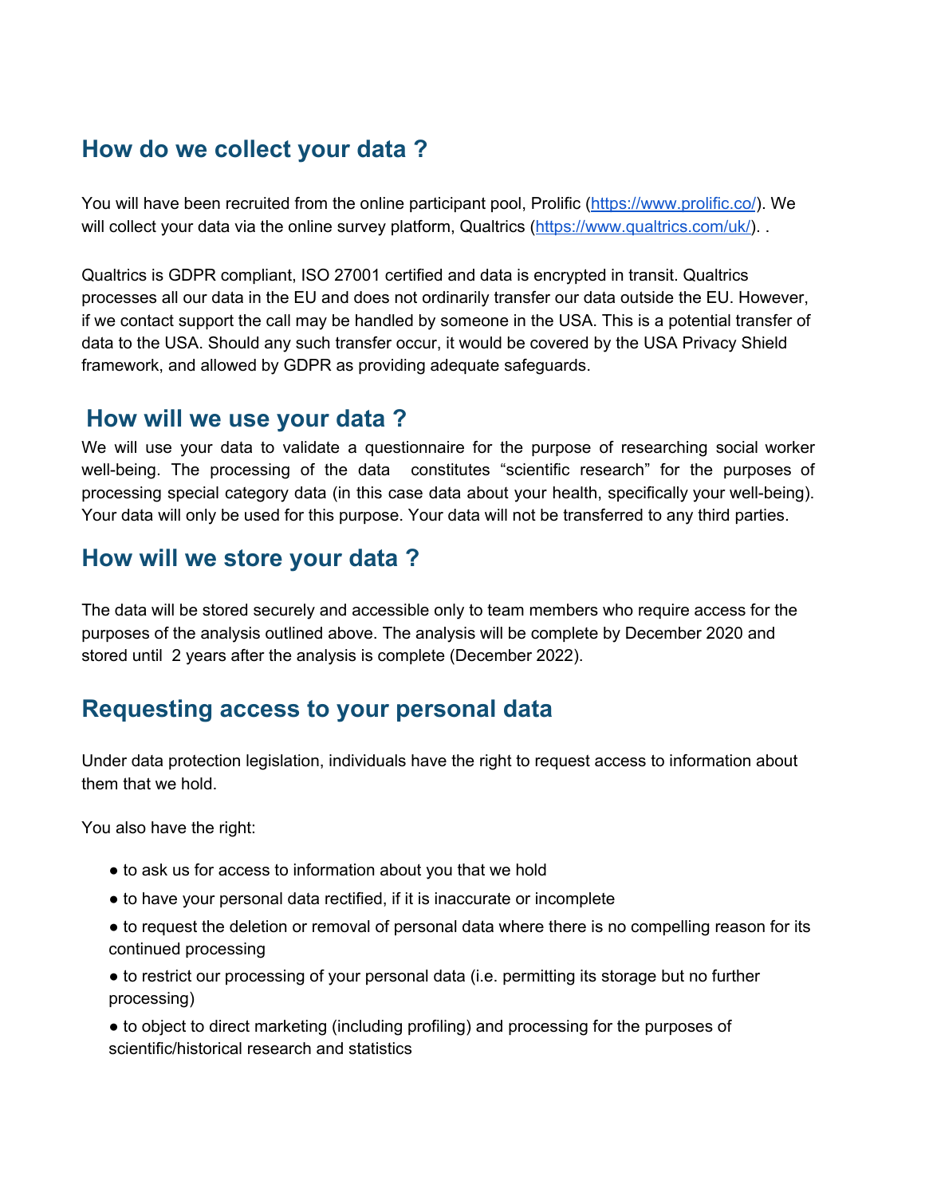## How do we collect your data ?

You will have been recruited from the online participant pool, Prolific (https://www.prolific.co/). We will collect your data via the online survey platform, Qualtrics (https://www.qualtrics.com/uk/). .

Qualtrics is GDPR compliant, ISO 27001 certified and data is encrypted in transit. Qualtrics processes all our data in the EU and does not ordinarily transfer our data outside the EU. However, if we contact support the call may be handled by someone in the USA. This is a potential transfer of data to the USA. Should any such transfer occur, it would be covered by the USA Privacy Shield framework, and allowed by GDPR as providing adequate safeguards.

## How will we use your data ?

We will use your data to validate a questionnaire for the purpose of researching social worker well-being. The processing of the data constitutes "scientific research" for the purposes of processing special category data (in this case data about your health, specifically your well-being). Your data will only be used for this purpose. Your data will not be transferred to any third parties.

## How will we store your data ?

The data will be stored securely and accessible only to team members who require access for the purposes of the analysis outlined above. The analysis will be complete by December 2020 and stored until 2 years after the analysis is complete (December 2022).

## Requesting access to your personal data

Under data protection legislation, individuals have the right to request access to information about them that we hold.

You also have the right:

- to ask us for access to information about you that we hold
- to have your personal data rectified, if it is inaccurate or incomplete
- to request the deletion or removal of personal data where there is no compelling reason for its continued processing
- to restrict our processing of your personal data (i.e. permitting its storage but no further processing)
- to object to direct marketing (including profiling) and processing for the purposes of scientific/historical research and statistics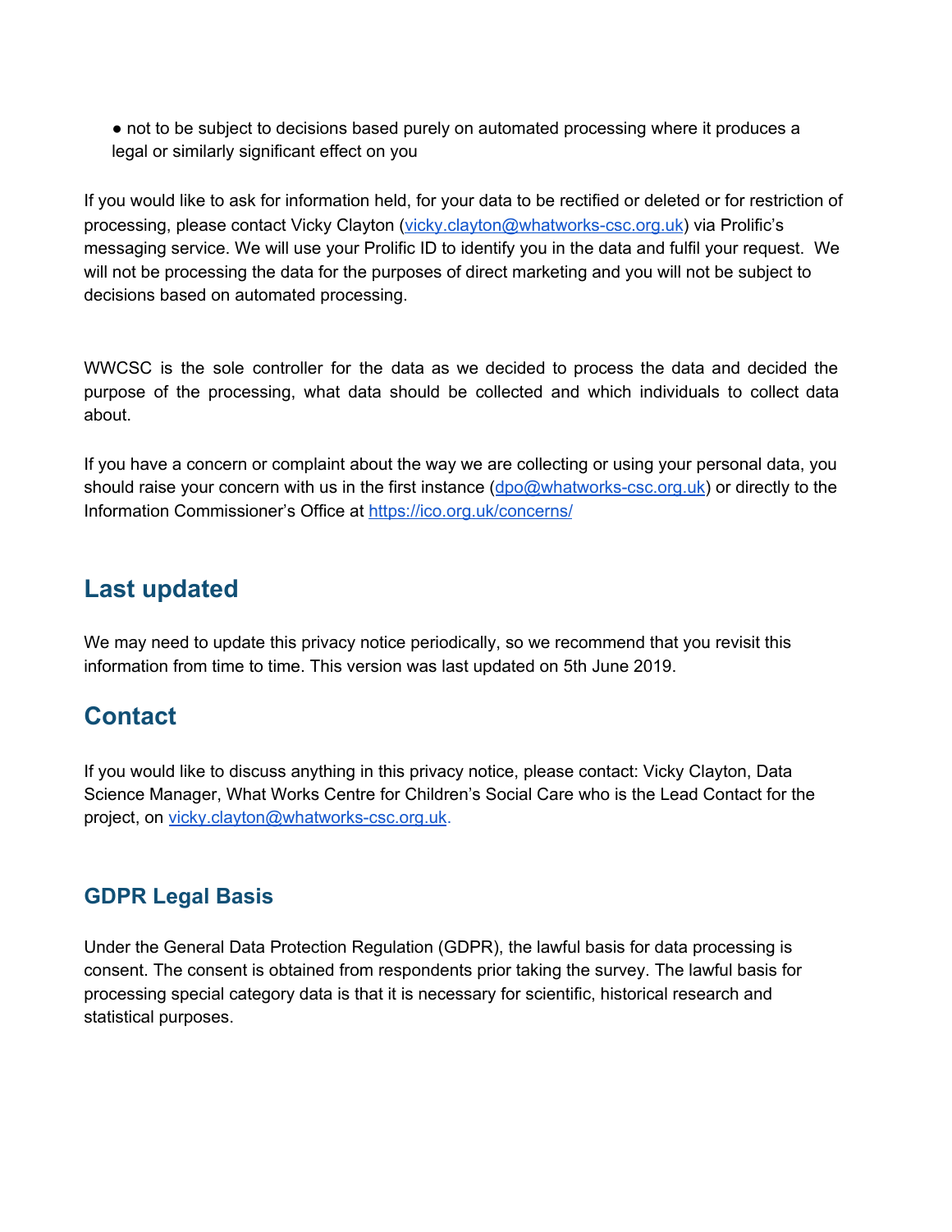- not to be subject to decisions based purely on automated processing where it produces a legal or similarly significant effect on you

If you would like to ask for information held, for your data to be rectified or deleted or for restriction of processing, please contact Vicky Clayton (vicky.clayton@whatworks-csc.org.uk) via Prolific's messaging service. We will use your Prolific ID to identify you in the data and fulfil your request. We will not be processing the data for the purposes of direct marketing and you will not be subject to decisions based on automated processing.

WWCSC is the sole controller for the data as we decided to process the data and decided the purpose of the processing, what data should be collected and which individuals to collect data about.

If you have a concern or complaint about the way we are collecting or using your personal data, you should raise your concern with us in the first instance (dpo@whatworks-csc.org.uk) or directly to the Information Commissioner's Office at https://ico.org.uk/concerns/

## Last updated

We may need to update this privacy notice periodically, so we recommend that you revisit this information from time to time. This version was last updated on 5th June 2019.

## Contact

If you would like to discuss anything in this privacy notice, please contact: Vicky Clayton, Data Science Manager, What Works Centre for Children's Social Care who is the Lead Contact for the project, on vicky.clayton@whatworks-csc.org.uk.

### GDPR Legal Basis

Under the General Data Protection Regulation (GDPR), the lawful basis for data processing is consent. The consent is obtained from respondents prior taking the survey. The lawful basis for processing special category data is that it is necessary for scientific, historical research and statistical purposes.